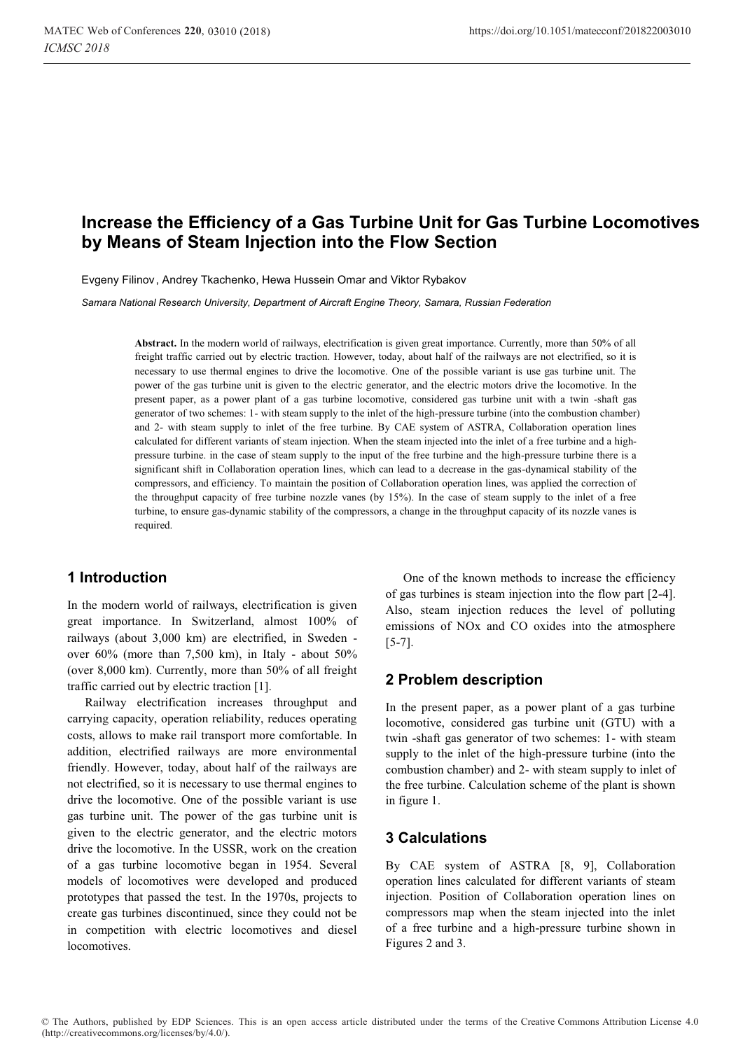# Increase the Efficiency of a Gas Turbine Unit for Gas Turbine Locomotives by Means of Steam Injection into the Flow Section

Evgeny Filinov, Andrey Tkachenko, Hewa Hussein Omar and Viktor Rybakov

*Samara National Research University, Department of Aircraft Engine Theory, Samara, Russian Federation*

**Abstract.** In the modern world of railways, electrification is given great importance. Currently, more than 50% of all freight traffic carried out by electric traction. However, today, about half of the railways are not electrified, so it is necessary to use thermal engines to drive the locomotive. One of the possible variant is use gas turbine unit. The power of the gas turbine unit is given to the electric generator, and the electric motors drive the locomotive. In the present paper, as a power plant of a gas turbine locomotive, considered gas turbine unit with a twin -shaft gas generator of two schemes: 1- with steam supply to the inlet of the high-pressure turbine (into the combustion chamber) and 2- with steam supply to inlet of the free turbine. By CAE system of ASTRA, Collaboration operation lines calculated for different variants of steam injection. When the steam injected into the inlet of a free turbine and a high-pressure turbine. in the case of steam supply to the input of the free turbine and the high-pressure turbine there is a significant shift in Collaboration operation lines, which can lead to a decrease in the gas-dynamical stability of the compressors, and efficiency. To maintain the position of Collaboration operation lines, was applied the correction of the throughput capacity of free turbine nozzle vanes (by 15%). In the case of steam supply to the inlet of a free turbine, to ensure gas-dynamic stability of the compressors, a change in the throughput capacity of its nozzle vanes is required.

## 1 Introduction

In the modern world of railways, electrification is given great importance. In Switzerland, almost 100% of railways (about 3,000 km) are electrified, in Sweden - over 60% (more than 7,500 km), in Italy - about 50% (over 8,000 km). Currently, more than 50% of all freight traffic carried out by electric traction [1].

Railway electrification increases throughput and carrying capacity, operation reliability, reduces operating costs, allows to make rail transport more comfortable. In addition, electrified railways are more environmental friendly. However, today, about half of the railways are not electrified, so it is necessary to use thermal engines to drive the locomotive. One of the possible variant is use gas turbine unit. The power of the gas turbine unit is given to the electric generator, and the electric motors drive the locomotive. In the USSR, work on the creation of a gas turbine locomotive began in 1954. Several models of locomotives were developed and produced prototypes that passed the test. In the 1970s, projects to create gas turbines discontinued, since they could not be in competition with electric locomotives and diesel locomotives.

One of the known methods to increase the efficiency of gas turbines is steam injection into the flow part [2-4]. Also, steam injection reduces the level of polluting emissions of NOx and CO oxides into the atmosphere [5-7].

## 2 Problem description

In the present paper, as a power plant of a gas turbine locomotive, considered gas turbine unit (GTU) with a twin -shaft gas generator of two schemes: 1- with steam supply to the inlet of the high-pressure turbine (into the combustion chamber) and 2- with steam supply to inlet of the free turbine. Calculation scheme of the plant is shown in figure 1.

## 3 Calculations

By CAE system of ASTRA [8, 9], Collaboration operation lines calculated for different variants of steam injection. Position of Collaboration operation lines on compressors map when the steam injected into the inlet of a free turbine and a high-pressure turbine shown in Figures 2 and 3.

© The Authors, published by EDP Sciences. This is an open access article distributed under the terms of the Creative Commons Attribution License 4.0 (http://creativecommons.org/licenses/by/4.0/).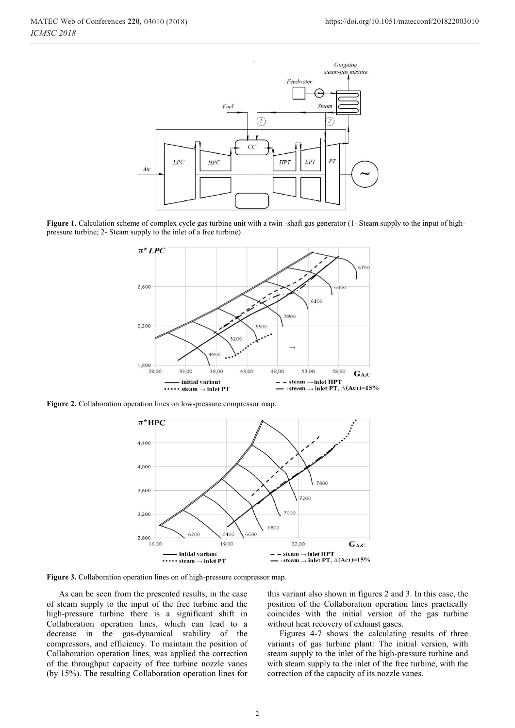**Figure 1.** Calculation scheme of complex cycle gas turbine unit with a twin -shaft gas generator (1- Steam supply to the input of high-pressure turbine; 2- Steam supply to the inlet of a free turbine).

**Figure 2.** Collaboration operation lines on low-pressure compressor map.

**Figure 3.** Collaboration operation lines on of high-pressure compressor map.

As can be seen from the presented results, in the case of steam supply to the input of the free turbine and the high-pressure turbine there is a significant shift in Collaboration operation lines, which can lead to a decrease in the gas-dynamical stability of the compressors, and efficiency. To maintain the position of Collaboration operation lines, was applied the correction of the throughput capacity of free turbine nozzle vanes (by 15%). The resulting Collaboration operation lines for this variant also shown in figures 2 and 3. In this case, the position of the Collaboration operation lines practically coincides with the initial version of the gas turbine without heat recovery of exhaust gases.

Figures 4-7 shows the calculating results of three variants of gas turbine plant: The initial version, with steam supply to the inlet of the high-pressure turbine and with steam supply to the inlet of the free turbine, with the correction of the capacity of its nozzle vanes.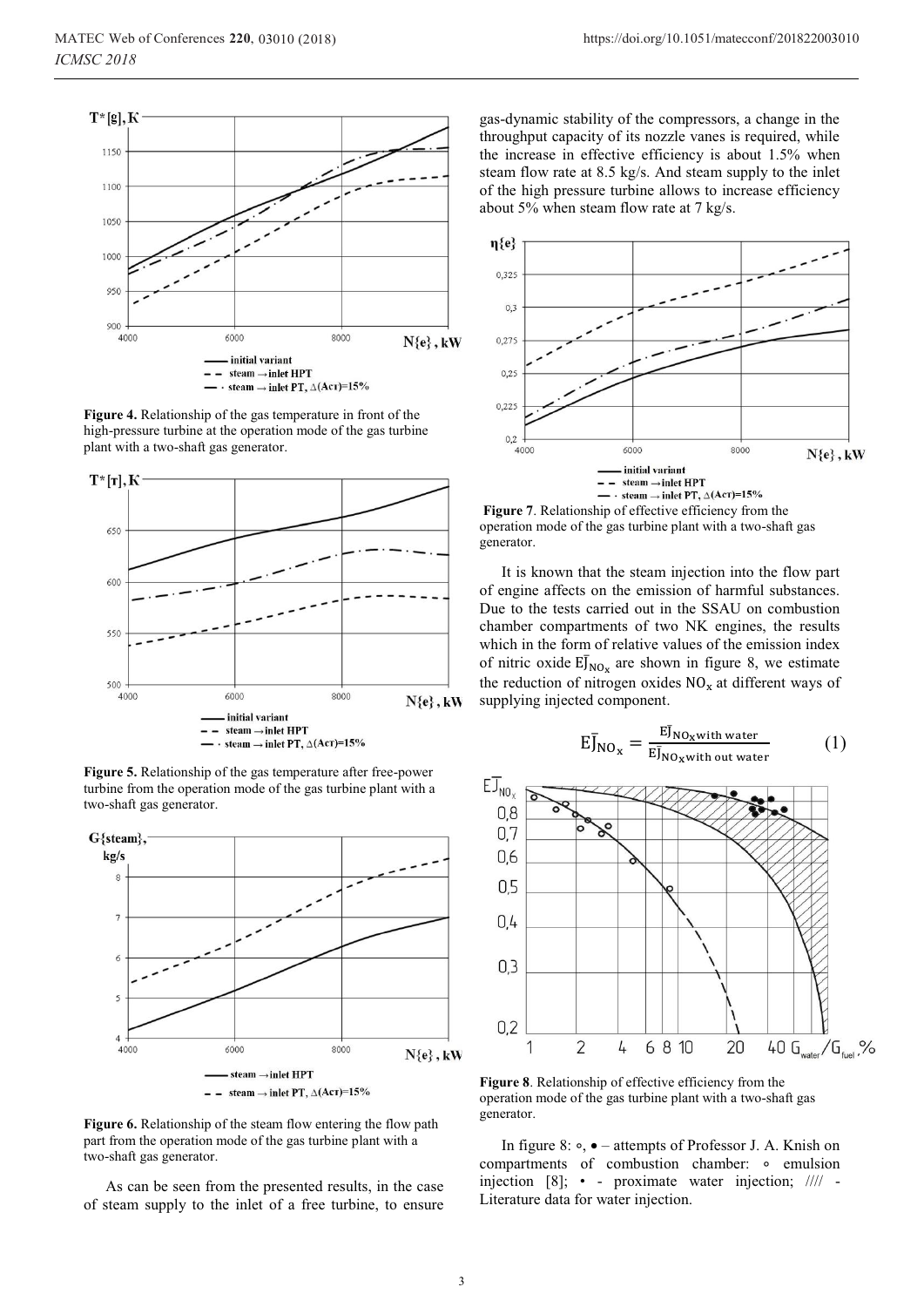**Figure 4.** Relationship of the gas temperature in front of the high-pressure turbine at the operation mode of the gas turbine plant with a two-shaft gas generator.

**Figure 5.** Relationship of the gas temperature after free-power turbine from the operation mode of the gas turbine plant with a two-shaft gas generator.

**Figure 6.** Relationship of the steam flow entering the flow path part from the operation mode of the gas turbine plant with a two-shaft gas generator.

As can be seen from the presented results, in the case of steam supply to the inlet of a free turbine, to ensure gas-dynamic stability of the compressors, a change in the throughput capacity of its nozzle vanes is required, while the increase in effective efficiency is about 1.5% when steam flow rate at 8.5 kg/s. And steam supply to the inlet of the high pressure turbine allows to increase efficiency about 5% when steam flow rate at 7 kg/s.

**Figure 7**. Relationship of effective efficiency from the operation mode of the gas turbine plant with a two-shaft gas generator.

It is known that the steam injection into the flow part of engine affects on the emission of harmful substances. Due to the tests carried out in the SSAU on combustion chamber compartments of two NK engines, the results which in the form of relative values of the emission index of nitric oxide $\bar{EJ}_{NO_x}$ are shown in figure 8, we estimate the reduction of nitrogen oxides $NO_x$ at different ways of supplying injected component.

$$\bar{EJ}_{NO_x} = \frac{\bar{EJ}_{NO_x \text{with water}}}{\bar{EJ}_{NO_x \text{with out water}}} \quad (1)$$

**Figure 8**. Relationship of effective efficiency from the operation mode of the gas turbine plant with a two-shaft gas generator.

In figure 8: ∘, • – attempts of Professor J. A. Knish on compartments of combustion chamber: ∘ emulsion injection [8]; • - proximate water injection; //// - Literature data for water injection.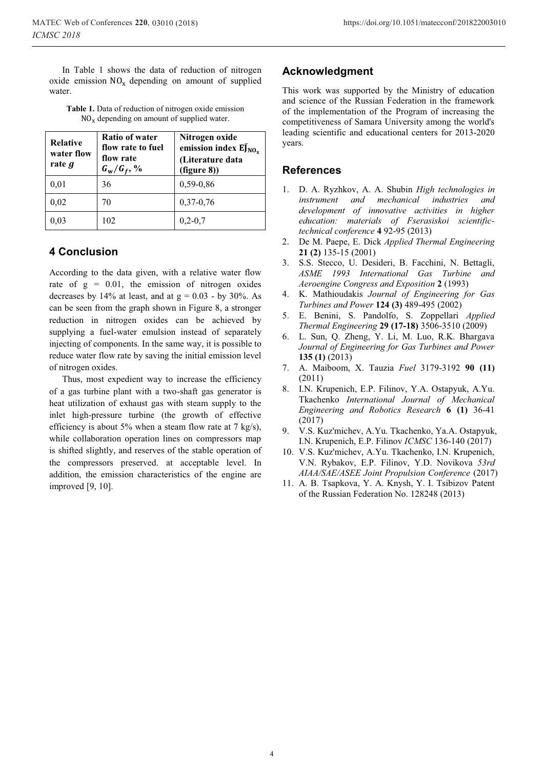In Table 1 shows the data of reduction of nitrogen oxide emission $NO_x$ depending on amount of supplied water.

**Table 1.** Data of reduction of nitrogen oxide emission $NO_x$ depending on amount of supplied water.

| Relative water flow rate $g$ | Ratio of water flow rate to fuel flow rate $G_w/G_f$, % | Nitrogen oxide emission index $\bar{EJ}_{NO_x}$ (Literature data (figure 8)) |
|---|---|---|
| 0,01 | 36 | 0,59-0,86 |
| 0,02 | 70 | 0,37-0,76 |
| 0,03 | 102 | 0,2-0,7 |

## 4 Conclusion

According to the data given, with a relative water flow rate of g = 0.01, the emission of nitrogen oxides decreases by 14% at least, and at g = 0.03 - by 30%. As can be seen from the graph shown in Figure 8, a stronger reduction in nitrogen oxides can be achieved by supplying a fuel-water emulsion instead of separately injecting of components. In the same way, it is possible to reduce water flow rate by saving the initial emission level of nitrogen oxides.

Thus, most expedient way to increase the efficiency of a gas turbine plant with a two-shaft gas generator is heat utilization of exhaust gas with steam supply to the inlet high-pressure turbine (the growth of effective efficiency is about 5% when a steam flow rate at 7 kg/s), while collaboration operation lines on compressors map is shifted slightly, and reserves of the stable operation of the compressors preserved. at acceptable level. In addition, the emission characteristics of the engine are improved [9, 10].

## Acknowledgment

This work was supported by the Ministry of education and science of the Russian Federation in the framework of the implementation of the Program of increasing the competitiveness of Samara University among the world's leading scientific and educational centers for 2013-2020 years.

## References

1. D. A. Ryzhkov, A. A. Shubin *High technologies in instrument and mechanical industries and development of innovative activities in higher education: materials of Fserasiskoi scientific-technical conference* **4** 92-95 (2013)
2. De M. Paepe, E. Dick *Applied Thermal Engineering* **21 (2)** 135-15 (2001)
3. S.S. Stecco, U. Desideri, B. Facchini, N. Bettagli, *ASME 1993 International Gas Turbine and Aeroengine Congress and Exposition* **2** (1993)
4. K. Mathioudakis *Journal of Engineering for Gas Turbines and Power* **124 (3)** 489-495 (2002)
5. E. Benini, S. Pandolfo, S. Zoppellari *Applied Thermal Engineering* **29 (17-18)** 3506-3510 (2009)
6. L. Sun, Q. Zheng, Y. Li, M. Luo, R.K. Bhargava *Journal of Engineering for Gas Turbines and Power* **135 (1)** (2013)
7. A. Maiboom, X. Tauzia *Fuel* 3179-3192 **90 (11)** (2011)
8. I.N. Krupenich, E.P. Filinov, Y.A. Ostapyuk, A.Yu. Tkachenko *International Journal of Mechanical Engineering and Robotics Research* **6 (1)** 36-41 (2017)
9. V.S. Kuz'michev, A.Yu. Tkachenko, Ya.A. Ostapyuk, I.N. Krupenich, E.P. Filinov *ICMSC* 136-140 (2017)
10. V.S. Kuz'michev, A.Yu. Tkachenko, I.N. Krupenich, V.N. Rybakov, E.P. Filinov, Y.D. Novikova *53rd AIAA/SAE/ASEE Joint Propulsion Conference* (2017)
11. A. B. Tsapkova, Y. A. Knysh, Y. I. Tsibizov Patent of the Russian Federation No. 128248 (2013)